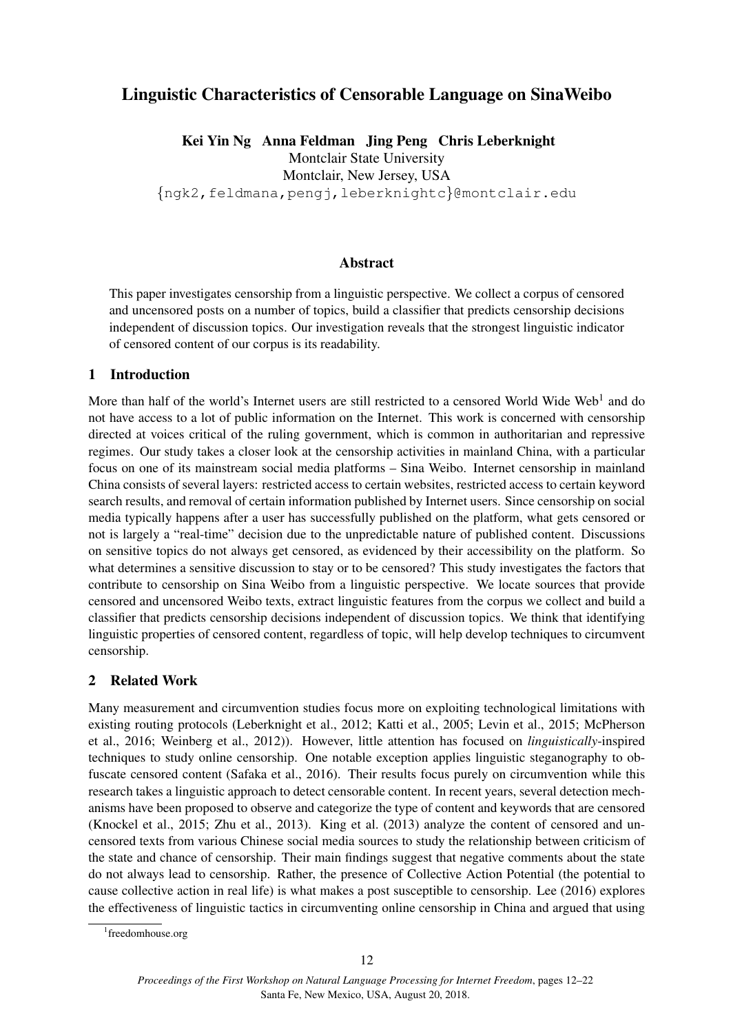# Linguistic Characteristics of Censorable Language on SinaWeibo

**Kei Yin Ng Anna Feldman Jing Peng Chris Leberknight**
Montclair State University
Montclair, New Jersey, USA
{ngk2,feldmana,pengj,leberknightc}@montclair.edu

## Abstract

This paper investigates censorship from a linguistic perspective. We collect a corpus of censored and uncensored posts on a number of topics, build a classifier that predicts censorship decisions independent of discussion topics. Our investigation reveals that the strongest linguistic indicator of censored content of our corpus is its readability.

## 1 Introduction

More than half of the world's Internet users are still restricted to a censored World Wide Web[1] and do not have access to a lot of public information on the Internet. This work is concerned with censorship directed at voices critical of the ruling government, which is common in authoritarian and repressive regimes. Our study takes a closer look at the censorship activities in mainland China, with a particular focus on one of its mainstream social media platforms – Sina Weibo. Internet censorship in mainland China consists of several layers: restricted access to certain websites, restricted access to certain keyword search results, and removal of certain information published by Internet users. Since censorship on social media typically happens after a user has successfully published on the platform, what gets censored or not is largely a "real-time" decision due to the unpredictable nature of published content. Discussions on sensitive topics do not always get censored, as evidenced by their accessibility on the platform. So what determines a sensitive discussion to stay or to be censored? This study investigates the factors that contribute to censorship on Sina Weibo from a linguistic perspective. We locate sources that provide censored and uncensored Weibo texts, extract linguistic features from the corpus we collect and build a classifier that predicts censorship decisions independent of discussion topics. We think that identifying linguistic properties of censored content, regardless of topic, will help develop techniques to circumvent censorship.

## 2 Related Work

Many measurement and circumvention studies focus more on exploiting technological limitations with existing routing protocols (Leberknight et al., 2012; Katti et al., 2005; Levin et al., 2015; McPherson et al., 2016; Weinberg et al., 2012)). However, little attention has focused on *linguistically*-inspired techniques to study online censorship. One notable exception applies linguistic steganography to obfuscate censored content (Safaka et al., 2016). Their results focus purely on circumvention while this research takes a linguistic approach to detect censorable content. In recent years, several detection mechanisms have been proposed to observe and categorize the type of content and keywords that are censored (Knockel et al., 2015; Zhu et al., 2013). King et al. (2013) analyze the content of censored and uncensored texts from various Chinese social media sources to study the relationship between criticism of the state and chance of censorship. Their main findings suggest that negative comments about the state do not always lead to censorship. Rather, the presence of Collective Action Potential (the potential to cause collective action in real life) is what makes a post susceptible to censorship. Lee (2016) explores the effectiveness of linguistic tactics in circumventing online censorship in China and argued that using

[1] freedomhouse.org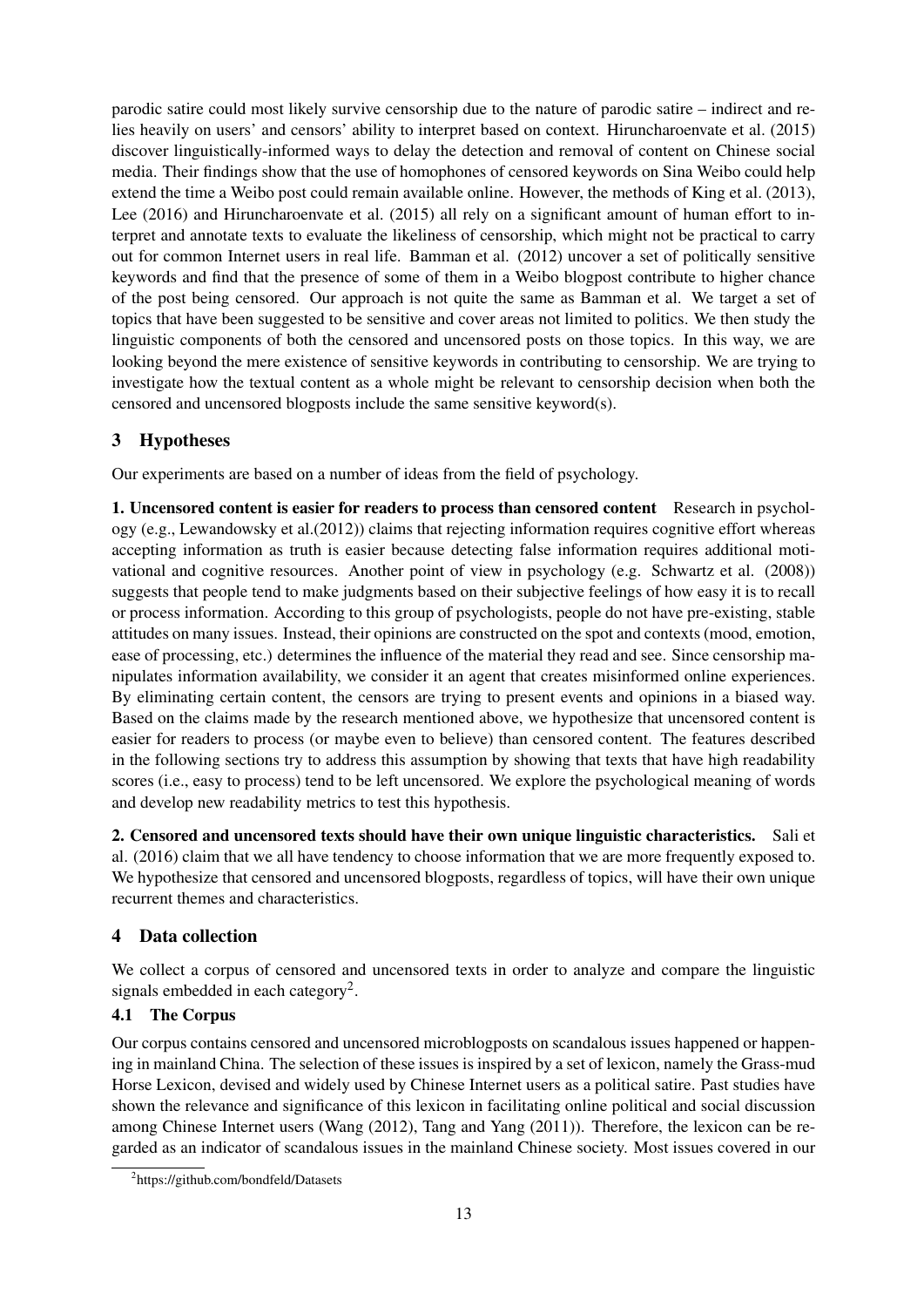parodic satire could most likely survive censorship due to the nature of parodic satire – indirect and relies heavily on users' and censors' ability to interpret based on context. Hiruncharoenvate et al. (2015) discover linguistically-informed ways to delay the detection and removal of content on Chinese social media. Their findings show that the use of homophones of censored keywords on Sina Weibo could help extend the time a Weibo post could remain available online. However, the methods of King et al. (2013), Lee (2016) and Hiruncharoenvate et al. (2015) all rely on a significant amount of human effort to interpret and annotate texts to evaluate the likeliness of censorship, which might not be practical to carry out for common Internet users in real life. Bamman et al. (2012) uncover a set of politically sensitive keywords and find that the presence of some of them in a Weibo blogpost contribute to higher chance of the post being censored. Our approach is not quite the same as Bamman et al. We target a set of topics that have been suggested to be sensitive and cover areas not limited to politics. We then study the linguistic components of both the censored and uncensored posts on those topics. In this way, we are looking beyond the mere existence of sensitive keywords in contributing to censorship. We are trying to investigate how the textual content as a whole might be relevant to censorship decision when both the censored and uncensored blogposts include the same sensitive keyword(s).

## 3 Hypotheses

Our experiments are based on a number of ideas from the field of psychology.

**1. Uncensored content is easier for readers to process than censored content** Research in psychology (e.g., Lewandowsky et al.(2012)) claims that rejecting information requires cognitive effort whereas accepting information as truth is easier because detecting false information requires additional motivational and cognitive resources. Another point of view in psychology (e.g. Schwartz et al. (2008)) suggests that people tend to make judgments based on their subjective feelings of how easy it is to recall or process information. According to this group of psychologists, people do not have pre-existing, stable attitudes on many issues. Instead, their opinions are constructed on the spot and contexts (mood, emotion, ease of processing, etc.) determines the influence of the material they read and see. Since censorship manipulates information availability, we consider it an agent that creates misinformed online experiences. By eliminating certain content, the censors are trying to present events and opinions in a biased way. Based on the claims made by the research mentioned above, we hypothesize that uncensored content is easier for readers to process (or maybe even to believe) than censored content. The features described in the following sections try to address this assumption by showing that texts that have high readability scores (i.e., easy to process) tend to be left uncensored. We explore the psychological meaning of words and develop new readability metrics to test this hypothesis.

**2. Censored and uncensored texts should have their own unique linguistic characteristics.** Sali et al. (2016) claim that we all have tendency to choose information that we are more frequently exposed to. We hypothesize that censored and uncensored blogposts, regardless of topics, will have their own unique recurrent themes and characteristics.

## 4 Data collection

We collect a corpus of censored and uncensored texts in order to analyze and compare the linguistic signals embedded in each category[2].

### 4.1 The Corpus

Our corpus contains censored and uncensored microblogposts on scandalous issues happened or happening in mainland China. The selection of these issues is inspired by a set of lexicon, namely the Grass-mud Horse Lexicon, devised and widely used by Chinese Internet users as a political satire. Past studies have shown the relevance and significance of this lexicon in facilitating online political and social discussion among Chinese Internet users (Wang (2012), Tang and Yang (2011)). Therefore, the lexicon can be regarded as an indicator of scandalous issues in the mainland Chinese society. Most issues covered in our

[2] https://github.com/bondfeld/Datasets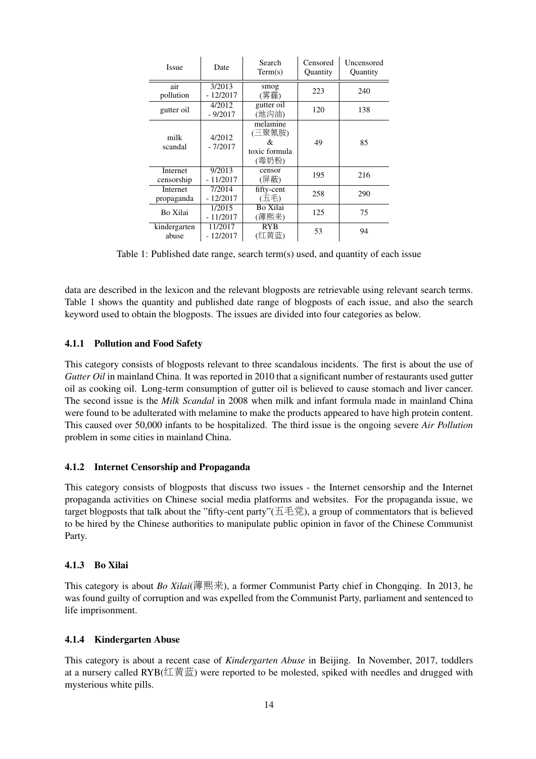| Issue | Date | Search Term(s) | Censored Quantity | Uncensored Quantity |
| --- | --- | --- | --- | --- |
| air pollution | 3/2013 - 12/2017 | smog (雾霾) | 223 | 240 |
| gutter oil | 4/2012 - 9/2017 | gutter oil (地沟油) | 120 | 138 |
| milk scandal | 4/2012 - 7/2017 | melamine (三聚氰胺) & toxic formula (毒奶粉) | 49 | 85 |
| Internet censorship | 9/2013 - 11/2017 | censor (屏蔽) | 195 | 216 |
| Internet propaganda | 7/2014 - 12/2017 | fifty-cent (五毛) | 258 | 290 |
| Bo Xilai | 1/2015 - 11/2017 | Bo Xilai (薄熙来) | 125 | 75 |
| kindergarten abuse | 11/2017 - 12/2017 | RYB (红黄蓝) | 53 | 94 |

Table 1: Published date range, search term(s) used, and quantity of each issue

data are described in the lexicon and the relevant blogposts are retrievable using relevant search terms. Table 1 shows the quantity and published date range of blogposts of each issue, and also the search keyword used to obtain the blogposts. The issues are divided into four categories as below.

#### 4.1.1 Pollution and Food Safety

This category consists of blogposts relevant to three scandalous incidents. The first is about the use of *Gutter Oil* in mainland China. It was reported in 2010 that a significant number of restaurants used gutter oil as cooking oil. Long-term consumption of gutter oil is believed to cause stomach and liver cancer. The second issue is the *Milk Scandal* in 2008 when milk and infant formula made in mainland China were found to be adulterated with melamine to make the products appeared to have high protein content. This caused over 50,000 infants to be hospitalized. The third issue is the ongoing severe *Air Pollution* problem in some cities in mainland China.

#### 4.1.2 Internet Censorship and Propaganda

This category consists of blogposts that discuss two issues - the Internet censorship and the Internet propaganda activities on Chinese social media platforms and websites. For the propaganda issue, we target blogposts that talk about the "fifty-cent party"(五毛党), a group of commentators that is believed to be hired by the Chinese authorities to manipulate public opinion in favor of the Chinese Communist Party.

#### 4.1.3 Bo Xilai

This category is about *Bo Xilai*(薄熙来), a former Communist Party chief in Chongqing. In 2013, he was found guilty of corruption and was expelled from the Communist Party, parliament and sentenced to life imprisonment.

#### 4.1.4 Kindergarten Abuse

This category is about a recent case of *Kindergarten Abuse* in Beijing. In November, 2017, toddlers at a nursery called RYB(红黄蓝) were reported to be molested, spiked with needles and drugged with mysterious white pills.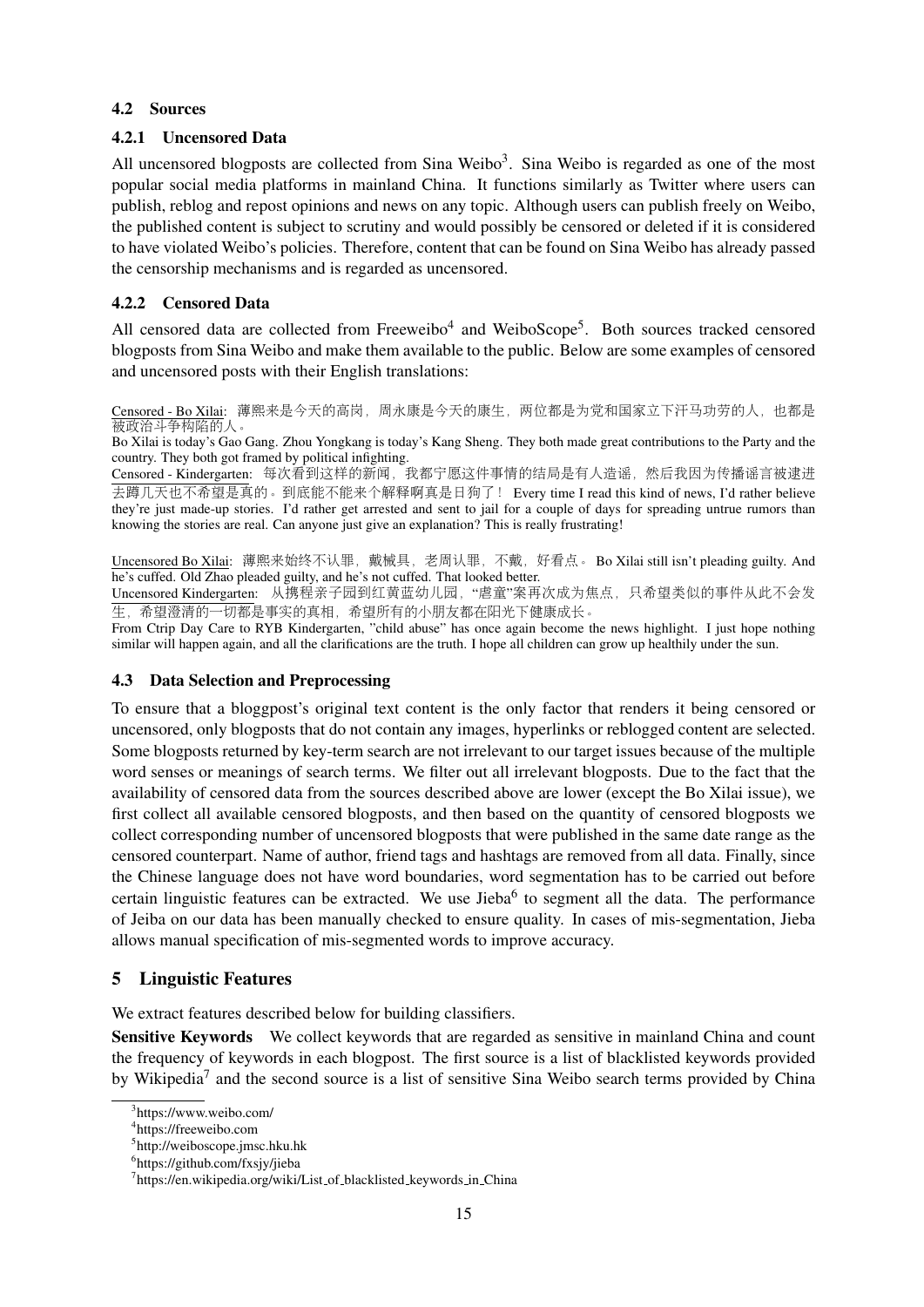### 4.2 Sources

#### 4.2.1 Uncensored Data

All uncensored blogposts are collected from Sina Weibo[3]. Sina Weibo is regarded as one of the most popular social media platforms in mainland China. It functions similarly as Twitter where users can publish, reblog and repost opinions and news on any topic. Although users can publish freely on Weibo, the published content is subject to scrutiny and would possibly be censored or deleted if it is considered to have violated Weibo's policies. Therefore, content that can be found on Sina Weibo has already passed the censorship mechanisms and is regarded as uncensored.

#### 4.2.2 Censored Data

All censored data are collected from Freeweibo[4] and WeiboScope[5]. Both sources tracked censored blogposts from Sina Weibo and make them available to the public. Below are some examples of censored and uncensored posts with their English translations:

Censored - Bo Xilai: 薄熙来是今天的高岗，周永康是今天的康生，两位都是为党和国家立下汗马功劳的人，也都是被政治斗争构陷的人。
Bo Xilai is today's Gao Gang. Zhou Yongkang is today's Kang Sheng. They both made great contributions to the Party and the country. They both got framed by political infighting.
Censored - Kindergarten: 每次看到这样的新闻，我都宁愿这件事情的结局是有人造谣，然后我因为传播谣言被逮进去蹲几天也不希望是真的。到底能不能来个解释啊真是日狗了！ Every time I read this kind of news, I'd rather believe they're just made-up stories. I'd rather get arrested and sent to jail for a couple of days for spreading untrue rumors than knowing the stories are real. Can anyone just give an explanation? This is really frustrating!

Uncensored Bo Xilai: 薄熙来始终不认罪，戴械具，老周认罪，不戴，好看点。 Bo Xilai still isn't pleading guilty. And he's cuffed. Old Zhao pleaded guilty, and he's not cuffed. That looked better.
Uncensored Kindergarten: 从携程亲子园到红黄蓝幼儿园，"虐童"案再次成为焦点，只希望类似的事件从此不会发生，希望澄清的一切都是事实的真相，希望所有的小朋友都在阳光下健康成长。
From Ctrip Day Care to RYB Kindergarten, "child abuse" has once again become the news highlight. I just hope nothing similar will happen again, and all the clarifications are the truth. I hope all children can grow up healthily under the sun.

### 4.3 Data Selection and Preprocessing

To ensure that a bloggpost's original text content is the only factor that renders it being censored or uncensored, only blogposts that do not contain any images, hyperlinks or reblogged content are selected. Some blogposts returned by key-term search are not irrelevant to our target issues because of the multiple word senses or meanings of search terms. We filter out all irrelevant blogposts. Due to the fact that the availability of censored data from the sources described above are lower (except the Bo Xilai issue), we first collect all available censored blogposts, and then based on the quantity of censored blogposts we collect corresponding number of uncensored blogposts that were published in the same date range as the censored counterpart. Name of author, friend tags and hashtags are removed from all data. Finally, since the Chinese language does not have word boundaries, word segmentation has to be carried out before certain linguistic features can be extracted. We use Jieba[6] to segment all the data. The performance of Jeiba on our data has been manually checked to ensure quality. In cases of mis-segmentation, Jieba allows manual specification of mis-segmented words to improve accuracy.

## 5 Linguistic Features

We extract features described below for building classifiers.

**Sensitive Keywords** We collect keywords that are regarded as sensitive in mainland China and count the frequency of keywords in each blogpost. The first source is a list of blacklisted keywords provided by Wikipedia[7] and the second source is a list of sensitive Sina Weibo search terms provided by China

[3] https://www.weibo.com/
[4] https://freeweibo.com
[5] http://weiboscope.jmsc.hku.hk
[6] https://github.com/fxsjy/jieba
[7] https://en.wikipedia.org/wiki/List_of_blacklisted_keywords_in_China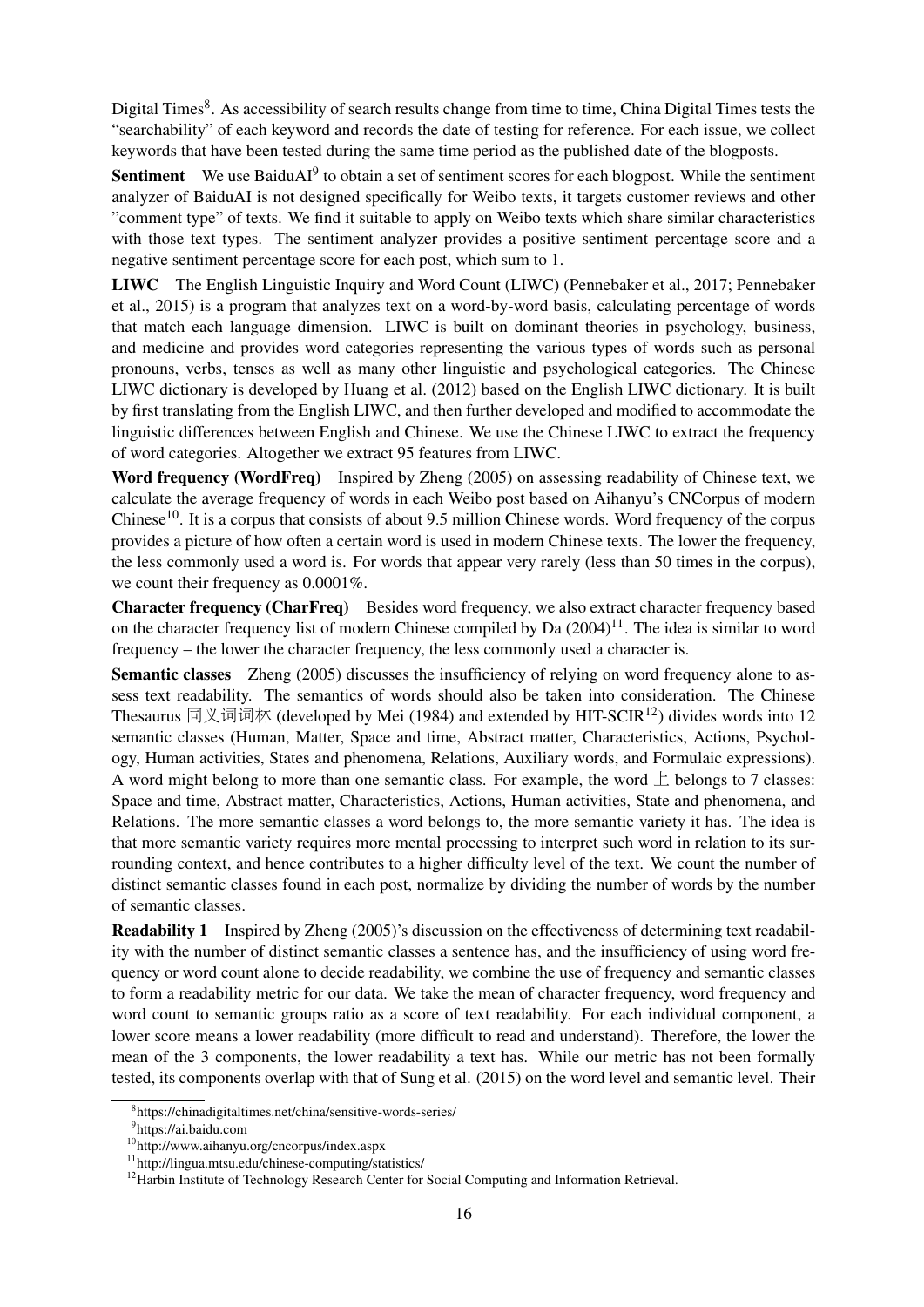Digital Times[8]. As accessibility of search results change from time to time, China Digital Times tests the "searchability" of each keyword and records the date of testing for reference. For each issue, we collect keywords that have been tested during the same time period as the published date of the blogposts.

**Sentiment** We use BaiduAI[9] to obtain a set of sentiment scores for each blogpost. While the sentiment analyzer of BaiduAI is not designed specifically for Weibo texts, it targets customer reviews and other "comment type" of texts. We find it suitable to apply on Weibo texts which share similar characteristics with those text types. The sentiment analyzer provides a positive sentiment percentage score and a negative sentiment percentage score for each post, which sum to 1.

**LIWC** The English Linguistic Inquiry and Word Count (LIWC) (Pennebaker et al., 2017; Pennebaker et al., 2015) is a program that analyzes text on a word-by-word basis, calculating percentage of words that match each language dimension. LIWC is built on dominant theories in psychology, business, and medicine and provides word categories representing the various types of words such as personal pronouns, verbs, tenses as well as many other linguistic and psychological categories. The Chinese LIWC dictionary is developed by Huang et al. (2012) based on the English LIWC dictionary. It is built by first translating from the English LIWC, and then further developed and modified to accommodate the linguistic differences between English and Chinese. We use the Chinese LIWC to extract the frequency of word categories. Altogether we extract 95 features from LIWC.

**Word frequency (WordFreq)** Inspired by Zheng (2005) on assessing readability of Chinese text, we calculate the average frequency of words in each Weibo post based on Aihanyu's CNCorpus of modern Chinese[10]. It is a corpus that consists of about 9.5 million Chinese words. Word frequency of the corpus provides a picture of how often a certain word is used in modern Chinese texts. The lower the frequency, the less commonly used a word is. For words that appear very rarely (less than 50 times in the corpus), we count their frequency as 0.0001%.

**Character frequency (CharFreq)** Besides word frequency, we also extract character frequency based on the character frequency list of modern Chinese compiled by Da (2004)[11]. The idea is similar to word frequency – the lower the character frequency, the less commonly used a character is.

**Semantic classes** Zheng (2005) discusses the insufficiency of relying on word frequency alone to assess text readability. The semantics of words should also be taken into consideration. The Chinese Thesaurus 同义词词林 (developed by Mei (1984) and extended by HIT-SCIR[12]) divides words into 12 semantic classes (Human, Matter, Space and time, Abstract matter, Characteristics, Actions, Psychology, Human activities, States and phenomena, Relations, Auxiliary words, and Formulaic expressions). A word might belong to more than one semantic class. For example, the word 上 belongs to 7 classes: Space and time, Abstract matter, Characteristics, Actions, Human activities, State and phenomena, and Relations. The more semantic classes a word belongs to, the more semantic variety it has. The idea is that more semantic variety requires more mental processing to interpret such word in relation to its surrounding context, and hence contributes to a higher difficulty level of the text. We count the number of distinct semantic classes found in each post, normalize by dividing the number of words by the number of semantic classes.

**Readability 1** Inspired by Zheng (2005)'s discussion on the effectiveness of determining text readability with the number of distinct semantic classes a sentence has, and the insufficiency of using word frequency or word count alone to decide readability, we combine the use of frequency and semantic classes to form a readability metric for our data. We take the mean of character frequency, word frequency and word count to semantic groups ratio as a score of text readability. For each individual component, a lower score means a lower readability (more difficult to read and understand). Therefore, the lower the mean of the 3 components, the lower readability a text has. While our metric has not been formally tested, its components overlap with that of Sung et al. (2015) on the word level and semantic level. Their

[8] https://chinadigitaltimes.net/china/sensitive-words-series/

[9] https://ai.baidu.com

[10] http://www.aihanyu.org/cncorpus/index.aspx

[11] http://lingua.mtsu.edu/chinese-computing/statistics/

[12] Harbin Institute of Technology Research Center for Social Computing and Information Retrieval.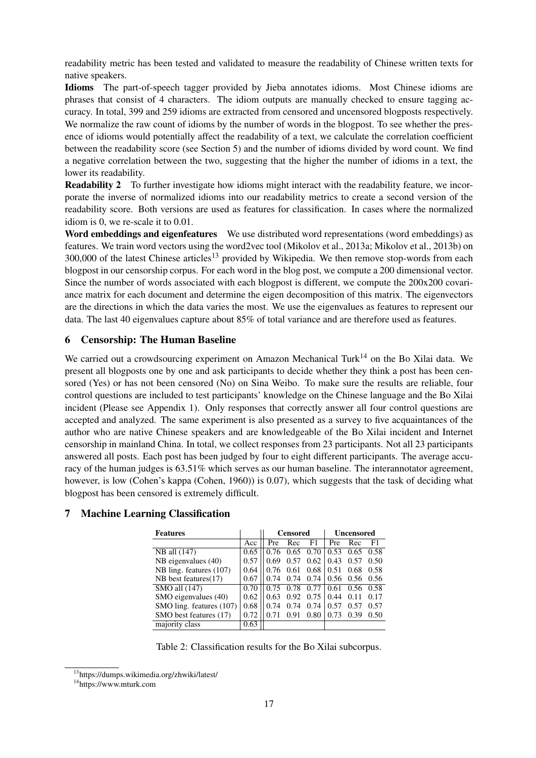readability metric has been tested and validated to measure the readability of Chinese written texts for native speakers.

**Idioms** The part-of-speech tagger provided by Jieba annotates idioms. Most Chinese idioms are phrases that consist of 4 characters. The idiom outputs are manually checked to ensure tagging accuracy. In total, 399 and 259 idioms are extracted from censored and uncensored blogposts respectively. We normalize the raw count of idioms by the number of words in the blogpost. To see whether the presence of idioms would potentially affect the readability of a text, we calculate the correlation coefficient between the readability score (see Section 5) and the number of idioms divided by word count. We find a negative correlation between the two, suggesting that the higher the number of idioms in a text, the lower its readability.

**Readability 2** To further investigate how idioms might interact with the readability feature, we incorporate the inverse of normalized idioms into our readability metrics to create a second version of the readability score. Both versions are used as features for classification. In cases where the normalized idiom is 0, we re-scale it to 0.01.

**Word embeddings and eigenfeatures** We use distributed word representations (word embeddings) as features. We train word vectors using the word2vec tool (Mikolov et al., 2013a; Mikolov et al., 2013b) on 300,000 of the latest Chinese articles[13] provided by Wikipedia. We then remove stop-words from each blogpost in our censorship corpus. For each word in the blog post, we compute a 200 dimensional vector. Since the number of words associated with each blogpost is different, we compute the 200x200 covariance matrix for each document and determine the eigen decomposition of this matrix. The eigenvectors are the directions in which the data varies the most. We use the eigenvalues as features to represent our data. The last 40 eigenvalues capture about 85% of total variance and are therefore used as features.

## 6 Censorship: The Human Baseline

We carried out a crowdsourcing experiment on Amazon Mechanical Turk[14] on the Bo Xilai data. We present all blogposts one by one and ask participants to decide whether they think a post has been censored (Yes) or has not been censored (No) on Sina Weibo. To make sure the results are reliable, four control questions are included to test participants' knowledge on the Chinese language and the Bo Xilai incident (Please see Appendix 1). Only responses that correctly answer all four control questions are accepted and analyzed. The same experiment is also presented as a survey to five acquaintances of the author who are native Chinese speakers and are knowledgeable of the Bo Xilai incident and Internet censorship in mainland China. In total, we collect responses from 23 participants. Not all 23 participants answered all posts. Each post has been judged by four to eight different participants. The average accuracy of the human judges is 63.51% which serves as our human baseline. The interannotator agreement, however, is low (Cohen's kappa (Cohen, 1960)) is 0.07), which suggests that the task of deciding what blogpost has been censored is extremely difficult.

## 7 Machine Learning Classification

| Features | | Censored | | | Uncensored | | |
|---|---|---|---|---|---|---|---|
| | Acc | Pre | Rec | F1 | Pre | Rec | F1 |
| NB all (147) | 0.65 | 0.76 | 0.65 | 0.70 | 0.53 | 0.65 | 0.58 |
| NB eigenvalues (40) | 0.57 | 0.69 | 0.57 | 0.62 | 0.43 | 0.57 | 0.50 |
| NB ling. features (107) | 0.64 | 0.76 | 0.61 | 0.68 | 0.51 | 0.68 | 0.58 |
| NB best features(17) | 0.67 | 0.74 | 0.74 | 0.74 | 0.56 | 0.56 | 0.56 |
| SMO all (147) | 0.70 | 0.75 | 0.78 | 0.77 | 0.61 | 0.56 | 0.58 |
| SMO eigenvalues (40) | 0.62 | 0.63 | 0.92 | 0.75 | 0.44 | 0.11 | 0.17 |
| SMO ling. features (107) | 0.68 | 0.74 | 0.74 | 0.74 | 0.57 | 0.57 | 0.57 |
| SMO best features (17) | 0.72 | 0.71 | 0.91 | 0.80 | 0.73 | 0.39 | 0.50 |
| majority class | 0.63 | | | | | | |

Table 2: Classification results for the Bo Xilai subcorpus.

[13] https://dumps.wikimedia.org/zhwiki/latest/

[14] https://www.mturk.com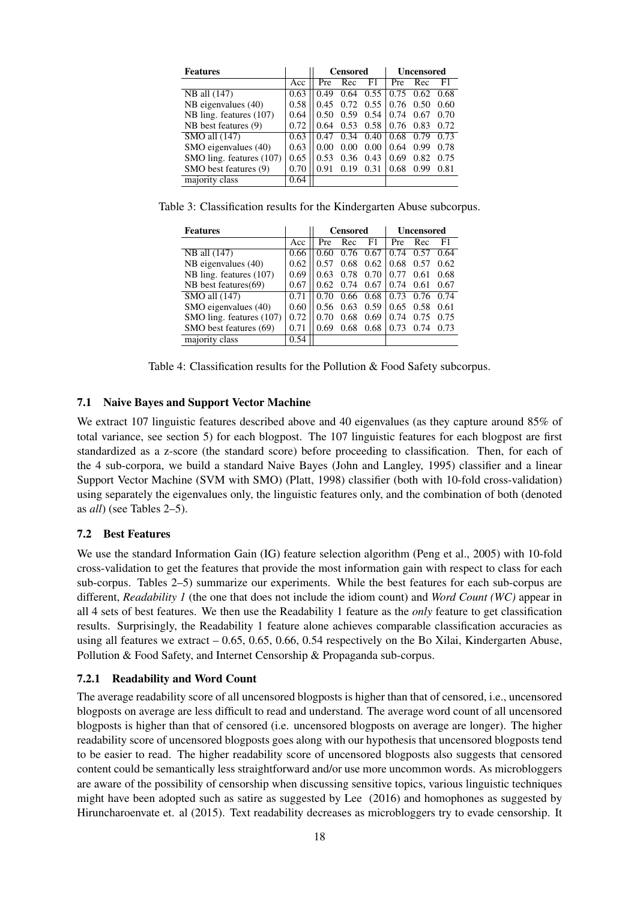| Features | | Censored | | | Uncensored | | |
|---|---|---|---|---|---|---|---|
| | Acc | Pre | Rec | F1 | Pre | Rec | F1 |
| NB all (147) | 0.63 | 0.49 | 0.64 | 0.55 | 0.75 | 0.62 | 0.68 |
| NB eigenvalues (40) | 0.58 | 0.45 | 0.72 | 0.55 | 0.76 | 0.50 | 0.60 |
| NB ling. features (107) | 0.64 | 0.50 | 0.59 | 0.54 | 0.74 | 0.67 | 0.70 |
| NB best features (9) | 0.72 | 0.64 | 0.53 | 0.58 | 0.76 | 0.83 | 0.72 |
| SMO all (147) | 0.63 | 0.47 | 0.34 | 0.40 | 0.68 | 0.79 | 0.73 |
| SMO eigenvalues (40) | 0.63 | 0.00 | 0.00 | 0.00 | 0.64 | 0.99 | 0.78 |
| SMO ling. features (107) | 0.65 | 0.53 | 0.36 | 0.43 | 0.69 | 0.82 | 0.75 |
| SMO best features (9) | 0.70 | 0.91 | 0.19 | 0.31 | 0.68 | 0.99 | 0.81 |
| majority class | 0.64 | | | | | | |

Table 3: Classification results for the Kindergarten Abuse subcorpus.

| Features | | Censored | | | Uncensored | | |
|---|---|---|---|---|---|---|---|
| | Acc | Pre | Rec | F1 | Pre | Rec | F1 |
| NB all (147) | 0.66 | 0.60 | 0.76 | 0.67 | 0.74 | 0.57 | 0.64 |
| NB eigenvalues (40) | 0.62 | 0.57 | 0.68 | 0.62 | 0.68 | 0.57 | 0.62 |
| NB ling. features (107) | 0.69 | 0.63 | 0.78 | 0.70 | 0.77 | 0.61 | 0.68 |
| NB best features(69) | 0.67 | 0.62 | 0.74 | 0.67 | 0.74 | 0.61 | 0.67 |
| SMO all (147) | 0.71 | 0.70 | 0.66 | 0.68 | 0.73 | 0.76 | 0.74 |
| SMO eigenvalues (40) | 0.60 | 0.56 | 0.63 | 0.59 | 0.65 | 0.58 | 0.61 |
| SMO ling. features (107) | 0.72 | 0.70 | 0.68 | 0.69 | 0.74 | 0.75 | 0.75 |
| SMO best features (69) | 0.71 | 0.69 | 0.68 | 0.68 | 0.73 | 0.74 | 0.73 |
| majority class | 0.54 | | | | | | |

Table 4: Classification results for the Pollution & Food Safety subcorpus.

### 7.1 Naive Bayes and Support Vector Machine

We extract 107 linguistic features described above and 40 eigenvalues (as they capture around 85% of total variance, see section 5) for each blogpost. The 107 linguistic features for each blogpost are first standardized as a z-score (the standard score) before proceeding to classification. Then, for each of the 4 sub-corpora, we build a standard Naive Bayes (John and Langley, 1995) classifier and a linear Support Vector Machine (SVM with SMO) (Platt, 1998) classifier (both with 10-fold cross-validation) using separately the eigenvalues only, the linguistic features only, and the combination of both (denoted as *all*) (see Tables 2–5).

### 7.2 Best Features

We use the standard Information Gain (IG) feature selection algorithm (Peng et al., 2005) with 10-fold cross-validation to get the features that provide the most information gain with respect to class for each sub-corpus. Tables 2–5) summarize our experiments. While the best features for each sub-corpus are different, *Readability 1* (the one that does not include the idiom count) and *Word Count (WC)* appear in all 4 sets of best features. We then use the Readability 1 feature as the *only* feature to get classification results. Surprisingly, the Readability 1 feature alone achieves comparable classification accuracies as using all features we extract – 0.65, 0.65, 0.66, 0.54 respectively on the Bo Xilai, Kindergarten Abuse, Pollution & Food Safety, and Internet Censorship & Propaganda sub-corpus.

#### 7.2.1 Readability and Word Count

The average readability score of all uncensored blogposts is higher than that of censored, i.e., uncensored blogposts on average are less difficult to read and understand. The average word count of all uncensored blogposts is higher than that of censored (i.e. uncensored blogposts on average are longer). The higher readability score of uncensored blogposts goes along with our hypothesis that uncensored blogposts tend to be easier to read. The higher readability score of uncensored blogposts also suggests that censored content could be semantically less straightforward and/or use more uncommon words. As microbloggers are aware of the possibility of censorship when discussing sensitive topics, various linguistic techniques might have been adopted such as satire as suggested by Lee (2016) and homophones as suggested by Hiruncharoenvate et. al (2015). Text readability decreases as microbloggers try to evade censorship. It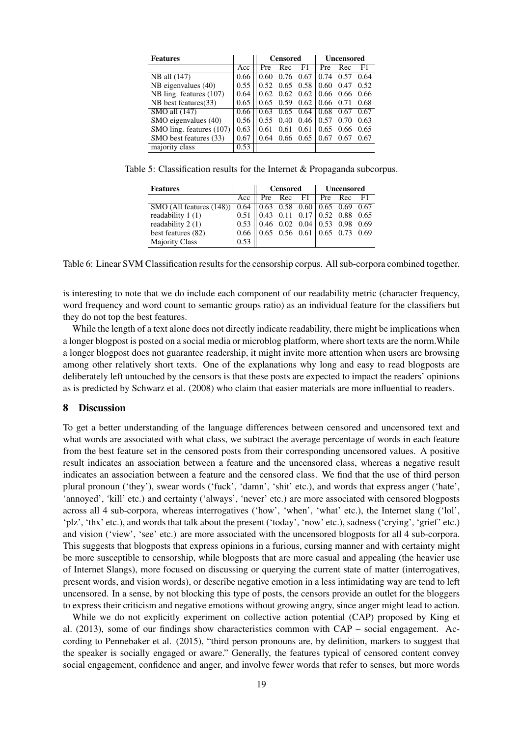| Features | | Censored | | | Uncensored | | |
|---|---|---|---|---|---|---|---|
| | Acc | Pre | Rec | F1 | Pre | Rec | F1 |
| NB all (147) | 0.66 | 0.60 | 0.76 | 0.67 | 0.74 | 0.57 | 0.64 |
| NB eigenvalues (40) | 0.55 | 0.52 | 0.65 | 0.58 | 0.60 | 0.47 | 0.52 |
| NB ling. features (107) | 0.64 | 0.62 | 0.62 | 0.62 | 0.66 | 0.66 | 0.66 |
| NB best features(33) | 0.65 | 0.65 | 0.59 | 0.62 | 0.66 | 0.71 | 0.68 |
| SMO all (147) | 0.66 | 0.63 | 0.65 | 0.64 | 0.68 | 0.67 | 0.67 |
| SMO eigenvalues (40) | 0.56 | 0.55 | 0.40 | 0.46 | 0.57 | 0.70 | 0.63 |
| SMO ling. features (107) | 0.63 | 0.61 | 0.61 | 0.61 | 0.65 | 0.66 | 0.65 |
| SMO best features (33) | 0.67 | 0.64 | 0.66 | 0.65 | 0.67 | 0.67 | 0.67 |
| majority class | 0.53 | | | | | | |

Table 5: Classification results for the Internet & Propaganda subcorpus.

| Features | | Censored | | | Uncensored | | |
|---|---|---|---|---|---|---|---|
| | Acc | Pre | Rec | F1 | Pre | Rec | F1 |
| SMO (All features (148)) | 0.64 | 0.63 | 0.58 | 0.60 | 0.65 | 0.69 | 0.67 |
| readability 1 (1) | 0.51 | 0.43 | 0.11 | 0.17 | 0.52 | 0.88 | 0.65 |
| readability 2 (1) | 0.53 | 0.46 | 0.02 | 0.04 | 0.53 | 0.98 | 0.69 |
| best features (82) | 0.66 | 0.65 | 0.56 | 0.61 | 0.65 | 0.73 | 0.69 |
| Majority Class | 0.53 | | | | | | |

Table 6: Linear SVM Classification results for the censorship corpus. All sub-corpora combined together.

is interesting to note that we do include each component of our readability metric (character frequency, word frequency and word count to semantic groups ratio) as an individual feature for the classifiers but they do not top the best features.

While the length of a text alone does not directly indicate readability, there might be implications when a longer blogpost is posted on a social media or microblog platform, where short texts are the norm.While a longer blogpost does not guarantee readership, it might invite more attention when users are browsing among other relatively short texts. One of the explanations why long and easy to read blogposts are deliberately left untouched by the censors is that these posts are expected to impact the readers' opinions as is predicted by Schwarz et al. (2008) who claim that easier materials are more influential to readers.

## 8 Discussion

To get a better understanding of the language differences between censored and uncensored text and what words are associated with what class, we subtract the average percentage of words in each feature from the best feature set in the censored posts from their corresponding uncensored values. A positive result indicates an association between a feature and the uncensored class, whereas a negative result indicates an association between a feature and the censored class. We find that the use of third person plural pronoun ('they'), swear words ('fuck', 'damn', 'shit' etc.), and words that express anger ('hate', 'annoyed', 'kill' etc.) and certainty ('always', 'never' etc.) are more associated with censored blogposts across all 4 sub-corpora, whereas interrogatives ('how', 'when', 'what' etc.), the Internet slang ('lol', 'plz', 'thx' etc.), and words that talk about the present ('today', 'now' etc.), sadness ('crying', 'grief' etc.) and vision ('view', 'see' etc.) are more associated with the uncensored blogposts for all 4 sub-corpora. This suggests that blogposts that express opinions in a furious, cursing manner and with certainty might be more susceptible to censorship, while blogposts that are more casual and appealing (the heavier use of Internet Slangs), more focused on discussing or querying the current state of matter (interrogatives, present words, and vision words), or describe negative emotion in a less intimidating way are tend to left uncensored. In a sense, by not blocking this type of posts, the censors provide an outlet for the bloggers to express their criticism and negative emotions without growing angry, since anger might lead to action.

While we do not explicitly experiment on collective action potential (CAP) proposed by King et al. (2013), some of our findings show characteristics common with CAP – social engagement. According to Pennebaker et al. (2015), "third person pronouns are, by definition, markers to suggest that the speaker is socially engaged or aware." Generally, the features typical of censored content convey social engagement, confidence and anger, and involve fewer words that refer to senses, but more words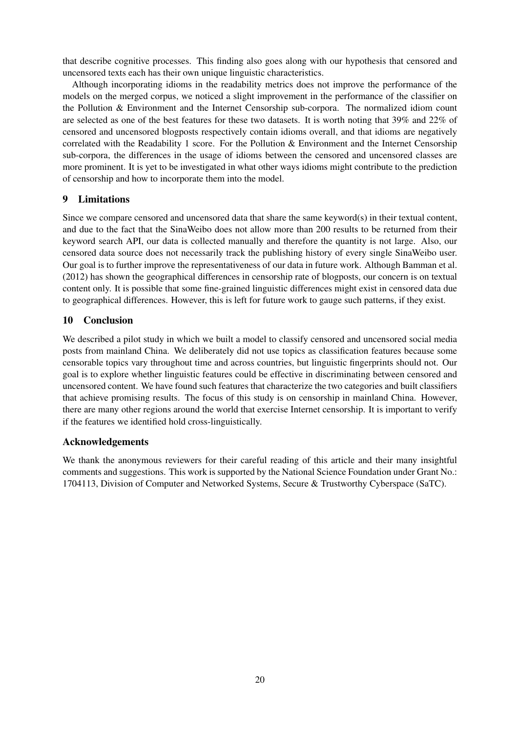that describe cognitive processes. This finding also goes along with our hypothesis that censored and uncensored texts each has their own unique linguistic characteristics.

Although incorporating idioms in the readability metrics does not improve the performance of the models on the merged corpus, we noticed a slight improvement in the performance of the classifier on the Pollution & Environment and the Internet Censorship sub-corpora. The normalized idiom count are selected as one of the best features for these two datasets. It is worth noting that 39% and 22% of censored and uncensored blogposts respectively contain idioms overall, and that idioms are negatively correlated with the Readability 1 score. For the Pollution & Environment and the Internet Censorship sub-corpora, the differences in the usage of idioms between the censored and uncensored classes are more prominent. It is yet to be investigated in what other ways idioms might contribute to the prediction of censorship and how to incorporate them into the model.

## 9 Limitations

Since we compare censored and uncensored data that share the same keyword(s) in their textual content, and due to the fact that the SinaWeibo does not allow more than 200 results to be returned from their keyword search API, our data is collected manually and therefore the quantity is not large. Also, our censored data source does not necessarily track the publishing history of every single SinaWeibo user. Our goal is to further improve the representativeness of our data in future work. Although Bamman et al. (2012) has shown the geographical differences in censorship rate of blogposts, our concern is on textual content only. It is possible that some fine-grained linguistic differences might exist in censored data due to geographical differences. However, this is left for future work to gauge such patterns, if they exist.

## 10 Conclusion

We described a pilot study in which we built a model to classify censored and uncensored social media posts from mainland China. We deliberately did not use topics as classification features because some censorable topics vary throughout time and across countries, but linguistic fingerprints should not. Our goal is to explore whether linguistic features could be effective in discriminating between censored and uncensored content. We have found such features that characterize the two categories and built classifiers that achieve promising results. The focus of this study is on censorship in mainland China. However, there are many other regions around the world that exercise Internet censorship. It is important to verify if the features we identified hold cross-linguistically.

## Acknowledgements

We thank the anonymous reviewers for their careful reading of this article and their many insightful comments and suggestions. This work is supported by the National Science Foundation under Grant No.: 1704113, Division of Computer and Networked Systems, Secure & Trustworthy Cyberspace (SaTC).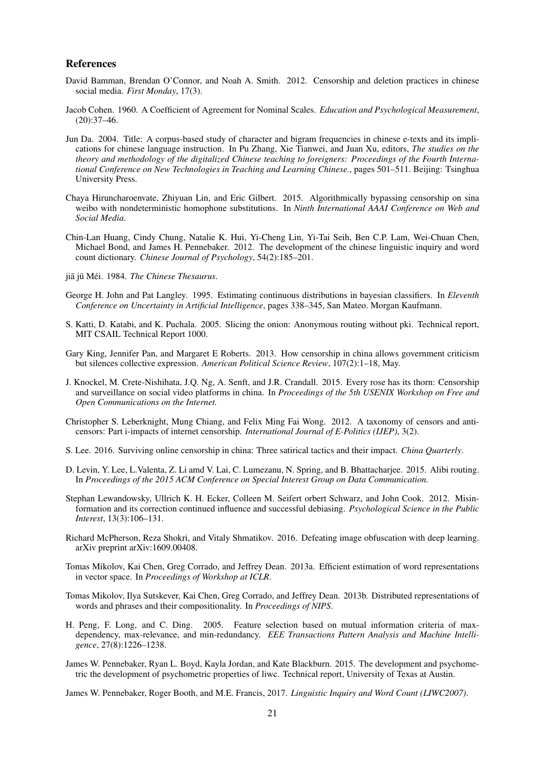## References

David Bamman, Brendan O'Connor, and Noah A. Smith. 2012. Censorship and deletion practices in chinese social media. *First Monday*, 17(3).

Jacob Cohen. 1960. A Coefficient of Agreement for Nominal Scales. *Education and Psychological Measurement*, (20):37–46.

Jun Da. 2004. Title: A corpus-based study of character and bigram frequencies in chinese e-texts and its implications for chinese language instruction. In Pu Zhang, Xie Tianwei, and Juan Xu, editors, *The studies on the theory and methodology of the digitalized Chinese teaching to foreigners: Proceedings of the Fourth International Conference on New Technologies in Teaching and Learning Chinese.*, pages 501–511. Beijing: Tsinghua University Press.

Chaya Hiruncharoenvate, Zhiyuan Lin, and Eric Gilbert. 2015. Algorithmically bypassing censorship on sina weibo with nondeterministic homophone substitutions. In *Ninth International AAAI Conference on Web and Social Media*.

Chin-Lan Huang, Cindy Chung, Natalie K. Hui, Yi-Cheng Lin, Yi-Tai Seih, Ben C.P. Lam, Wei-Chuan Chen, Michael Bond, and James H. Pennebaker. 2012. The development of the chinese linguistic inquiry and word count dictionary. *Chinese Journal of Psychology*, 54(2):185–201.

jiā jū Méi. 1984. *The Chinese Thesaurus*.

George H. John and Pat Langley. 1995. Estimating continuous distributions in bayesian classifiers. In *Eleventh Conference on Uncertainty in Artificial Intelligence*, pages 338–345, San Mateo. Morgan Kaufmann.

S. Katti, D. Katabi, and K. Puchala. 2005. Slicing the onion: Anonymous routing without pki. Technical report, MIT CSAIL Technical Report 1000.

Gary King, Jennifer Pan, and Margaret E Roberts. 2013. How censorship in china allows government criticism but silences collective expression. *American Political Science Review*, 107(2):1–18, May.

J. Knockel, M. Crete-Nishihata, J.Q. Ng, A. Senft, and J.R. Crandall. 2015. Every rose has its thorn: Censorship and surveillance on social video platforms in china. In *Proceedings of the 5th USENIX Workshop on Free and Open Communications on the Internet.*

Christopher S. Leberknight, Mung Chiang, and Felix Ming Fai Wong. 2012. A taxonomy of censors and anti-censors: Part i-impacts of internet censorship. *International Journal of E-Politics (IJEP)*, 3(2).

S. Lee. 2016. Surviving online censorship in china: Three satirical tactics and their impact. *China Quarterly*.

D. Levin, Y. Lee, L.Valenta, Z. Li amd V. Lai, C. Lumezanu, N. Spring, and B. Bhattacharjee. 2015. Alibi routing. In *Proceedings of the 2015 ACM Conference on Special Interest Group on Data Communication.*

Stephan Lewandowsky, Ullrich K. H. Ecker, Colleen M. Seifert orbert Schwarz, and John Cook. 2012. Misinformation and its correction continued influence and successful debiasing. *Psychological Science in the Public Interest*, 13(3):106–131.

Richard McPherson, Reza Shokri, and Vitaly Shmatikov. 2016. Defeating image obfuscation with deep learning. arXiv preprint arXiv:1609.00408.

Tomas Mikolov, Kai Chen, Greg Corrado, and Jeffrey Dean. 2013a. Efficient estimation of word representations in vector space. In *Proceedings of Workshop at ICLR*.

Tomas Mikolov, Ilya Sutskever, Kai Chen, Greg Corrado, and Jeffrey Dean. 2013b. Distributed representations of words and phrases and their compositionality. In *Proceedings of NIPS*.

H. Peng, F. Long, and C. Ding. 2005. Feature selection based on mutual information criteria of max-dependency, max-relevance, and min-redundancy. *EEE Transactions Pattern Analysis and Machine Intelligence*, 27(8):1226–1238.

James W. Pennebaker, Ryan L. Boyd, Kayla Jordan, and Kate Blackburn. 2015. The development and psychometric the development of psychometric properties of liwc. Technical report, University of Texas at Austin.

James W. Pennebaker, Roger Booth, and M.E. Francis, 2017. *Linguistic Inquiry and Word Count (LIWC2007)*.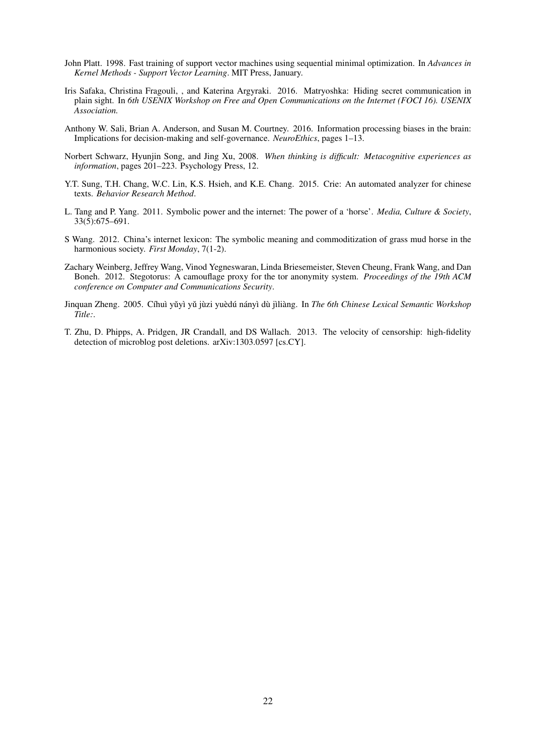John Platt. 1998. Fast training of support vector machines using sequential minimal optimization. In *Advances in Kernel Methods - Support Vector Learning*. MIT Press, January.

Iris Safaka, Christina Fragouli, , and Katerina Argyraki. 2016. Matryoshka: Hiding secret communication in plain sight. In *6th USENIX Workshop on Free and Open Communications on the Internet (FOCI 16). USENIX Association.*

Anthony W. Sali, Brian A. Anderson, and Susan M. Courtney. 2016. Information processing biases in the brain: Implications for decision-making and self-governance. *NeuroEthics*, pages 1–13.

Norbert Schwarz, Hyunjin Song, and Jing Xu, 2008. *When thinking is difficult: Metacognitive experiences as information*, pages 201–223. Psychology Press, 12.

Y.T. Sung, T.H. Chang, W.C. Lin, K.S. Hsieh, and K.E. Chang. 2015. Crie: An automated analyzer for chinese texts. *Behavior Research Method*.

L. Tang and P. Yang. 2011. Symbolic power and the internet: The power of a 'horse'. *Media, Culture & Society*, 33(5):675–691.

S Wang. 2012. China's internet lexicon: The symbolic meaning and commoditization of grass mud horse in the harmonious society. *First Monday*, 7(1-2).

Zachary Weinberg, Jeffrey Wang, Vinod Yegneswaran, Linda Briesemeister, Steven Cheung, Frank Wang, and Dan Boneh. 2012. Stegotorus: A camouflage proxy for the tor anonymity system. *Proceedings of the 19th ACM conference on Computer and Communications Security*.

Jinquan Zheng. 2005. Cíhuì yǔyì yǔ jùzi yuèdú nányì dù jìliàng. In *The 6th Chinese Lexical Semantic Workshop Title:*.

T. Zhu, D. Phipps, A. Pridgen, JR Crandall, and DS Wallach. 2013. The velocity of censorship: high-fidelity detection of microblog post deletions. arXiv:1303.0597 [cs.CY].